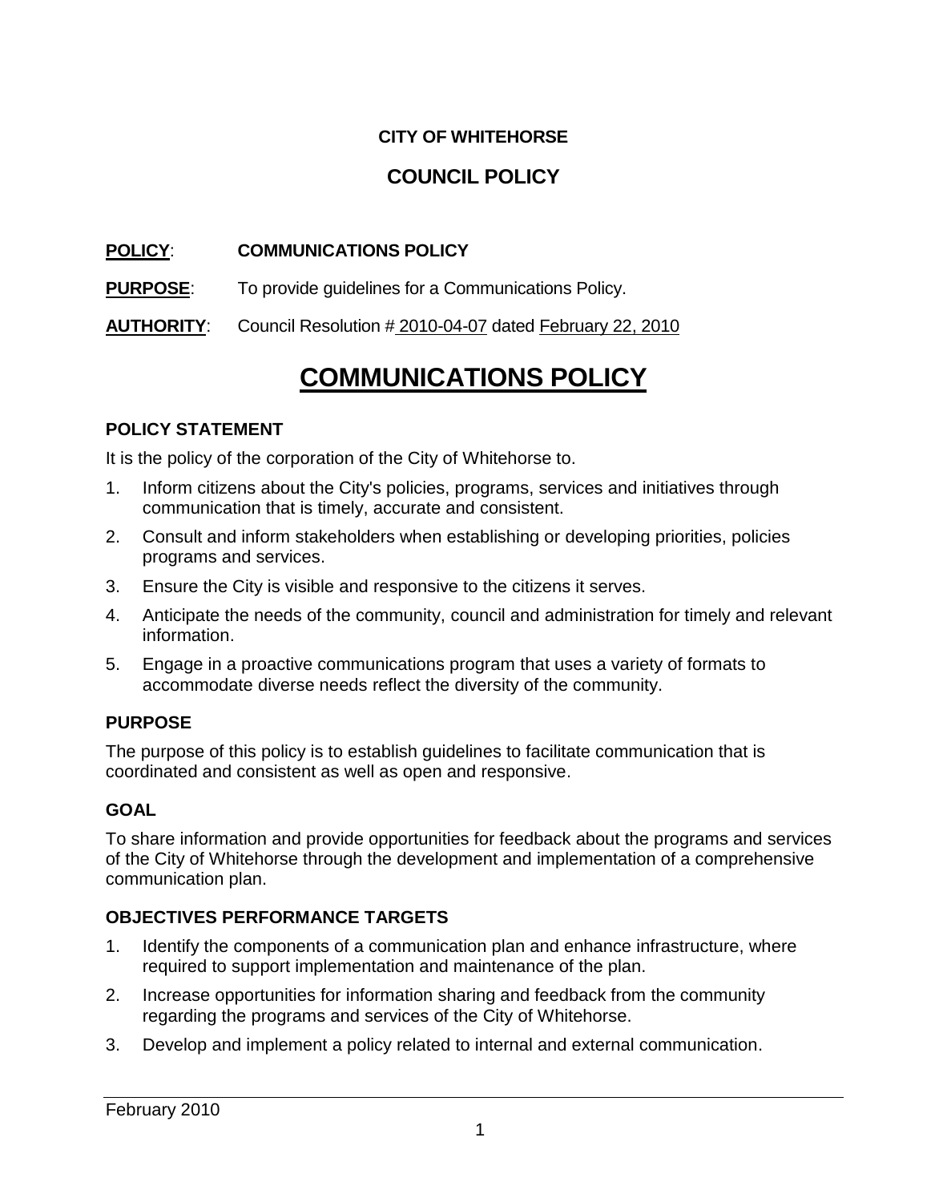**CITY OF WHITEHORSE**

**COUNCIL POLICY**

**POLICY**: **COMMUNICATIONS POLICY**

**PURPOSE**: To provide guidelines for a Communications Policy.

**AUTHORITY**: Council Resolution # 2010-04-07 dated February 22, 2010

# COMMUNICATIONS POLICY

### POLICY STATEMENT

It is the policy of the corporation of the City of Whitehorse to.

1. Inform citizens about the City's policies, programs, services and initiatives through communication that is timely, accurate and consistent.
2. Consult and inform stakeholders when establishing or developing priorities, policies programs and services.
3. Ensure the City is visible and responsive to the citizens it serves.
4. Anticipate the needs of the community, council and administration for timely and relevant information.
5. Engage in a proactive communications program that uses a variety of formats to accommodate diverse needs reflect the diversity of the community.

### PURPOSE

The purpose of this policy is to establish guidelines to facilitate communication that is coordinated and consistent as well as open and responsive.

### GOAL

To share information and provide opportunities for feedback about the programs and services of the City of Whitehorse through the development and implementation of a comprehensive communication plan.

### OBJECTIVES PERFORMANCE TARGETS

1. Identify the components of a communication plan and enhance infrastructure, where required to support implementation and maintenance of the plan.
2. Increase opportunities for information sharing and feedback from the community regarding the programs and services of the City of Whitehorse.
3. Develop and implement a policy related to internal and external communication.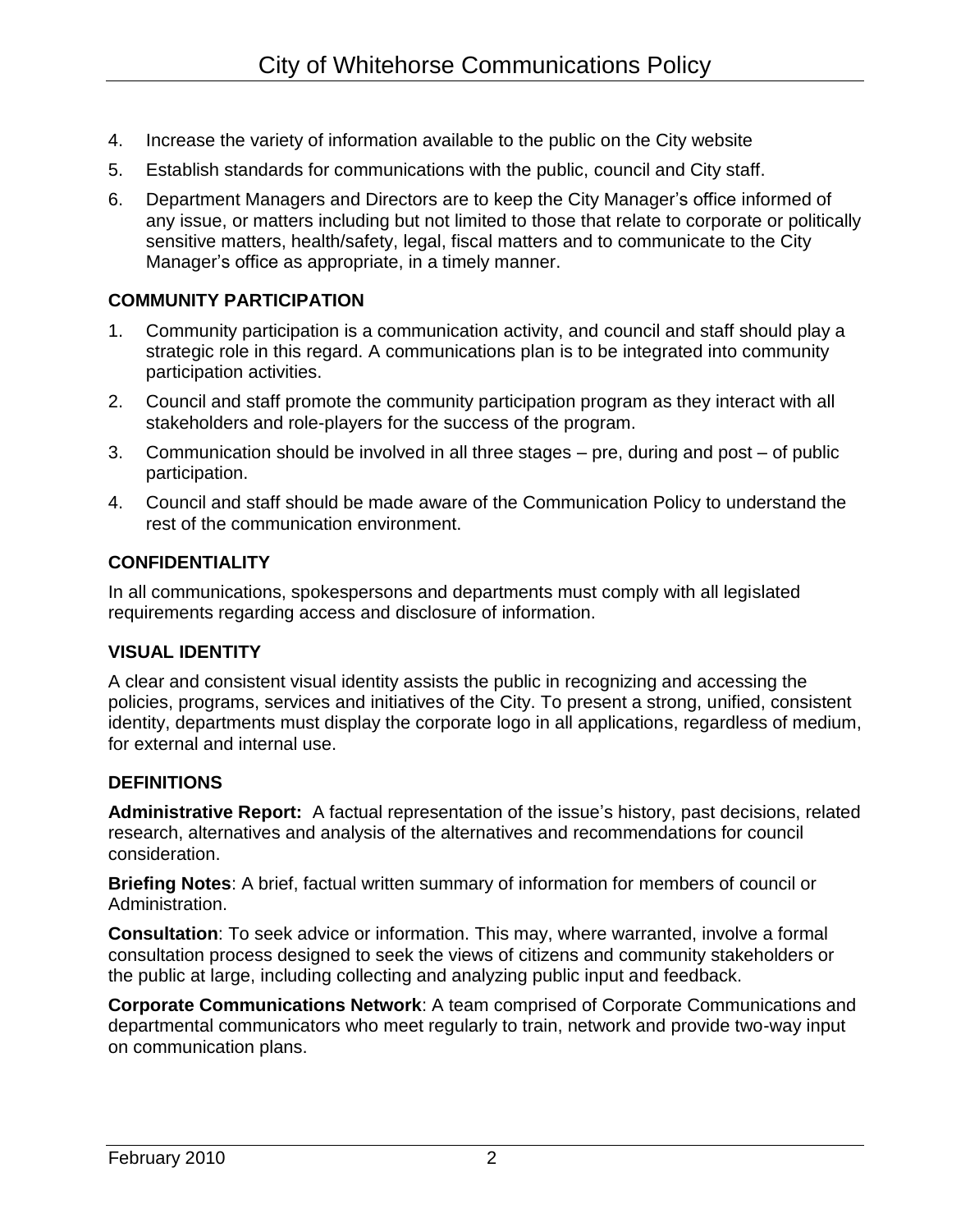4. Increase the variety of information available to the public on the City website
5. Establish standards for communications with the public, council and City staff.
6. Department Managers and Directors are to keep the City Manager's office informed of any issue, or matters including but not limited to those that relate to corporate or politically sensitive matters, health/safety, legal, fiscal matters and to communicate to the City Manager's office as appropriate, in a timely manner.

### COMMUNITY PARTICIPATION

1. Community participation is a communication activity, and council and staff should play a strategic role in this regard. A communications plan is to be integrated into community participation activities.
2. Council and staff promote the community participation program as they interact with all stakeholders and role-players for the success of the program.
3. Communication should be involved in all three stages – pre, during and post – of public participation.
4. Council and staff should be made aware of the Communication Policy to understand the rest of the communication environment.

### CONFIDENTIALITY

In all communications, spokespersons and departments must comply with all legislated requirements regarding access and disclosure of information.

### VISUAL IDENTITY

A clear and consistent visual identity assists the public in recognizing and accessing the policies, programs, services and initiatives of the City. To present a strong, unified, consistent identity, departments must display the corporate logo in all applications, regardless of medium, for external and internal use.

### DEFINITIONS

**Administrative Report:** A factual representation of the issue's history, past decisions, related research, alternatives and analysis of the alternatives and recommendations for council consideration.

**Briefing Notes**: A brief, factual written summary of information for members of council or Administration.

**Consultation**: To seek advice or information. This may, where warranted, involve a formal consultation process designed to seek the views of citizens and community stakeholders or the public at large, including collecting and analyzing public input and feedback.

**Corporate Communications Network**: A team comprised of Corporate Communications and departmental communicators who meet regularly to train, network and provide two-way input on communication plans.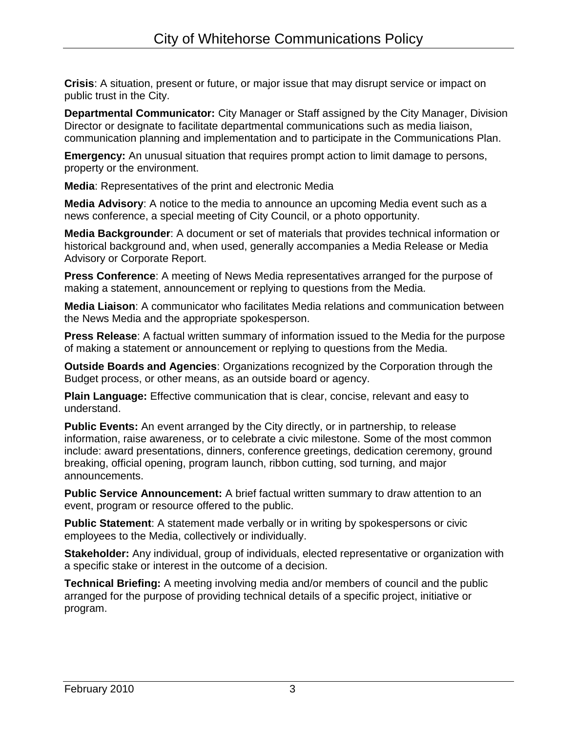**Crisis**: A situation, present or future, or major issue that may disrupt service or impact on public trust in the City.

**Departmental Communicator:** City Manager or Staff assigned by the City Manager, Division Director or designate to facilitate departmental communications such as media liaison, communication planning and implementation and to participate in the Communications Plan.

**Emergency:** An unusual situation that requires prompt action to limit damage to persons, property or the environment.

**Media**: Representatives of the print and electronic Media

**Media Advisory**: A notice to the media to announce an upcoming Media event such as a news conference, a special meeting of City Council, or a photo opportunity.

**Media Backgrounder**: A document or set of materials that provides technical information or historical background and, when used, generally accompanies a Media Release or Media Advisory or Corporate Report.

**Press Conference**: A meeting of News Media representatives arranged for the purpose of making a statement, announcement or replying to questions from the Media.

**Media Liaison**: A communicator who facilitates Media relations and communication between the News Media and the appropriate spokesperson.

**Press Release**: A factual written summary of information issued to the Media for the purpose of making a statement or announcement or replying to questions from the Media.

**Outside Boards and Agencies**: Organizations recognized by the Corporation through the Budget process, or other means, as an outside board or agency.

**Plain Language:** Effective communication that is clear, concise, relevant and easy to understand.

**Public Events:** An event arranged by the City directly, or in partnership, to release information, raise awareness, or to celebrate a civic milestone. Some of the most common include: award presentations, dinners, conference greetings, dedication ceremony, ground breaking, official opening, program launch, ribbon cutting, sod turning, and major announcements.

**Public Service Announcement:** A brief factual written summary to draw attention to an event, program or resource offered to the public.

**Public Statement**: A statement made verbally or in writing by spokespersons or civic employees to the Media, collectively or individually.

**Stakeholder:** Any individual, group of individuals, elected representative or organization with a specific stake or interest in the outcome of a decision.

**Technical Briefing:** A meeting involving media and/or members of council and the public arranged for the purpose of providing technical details of a specific project, initiative or program.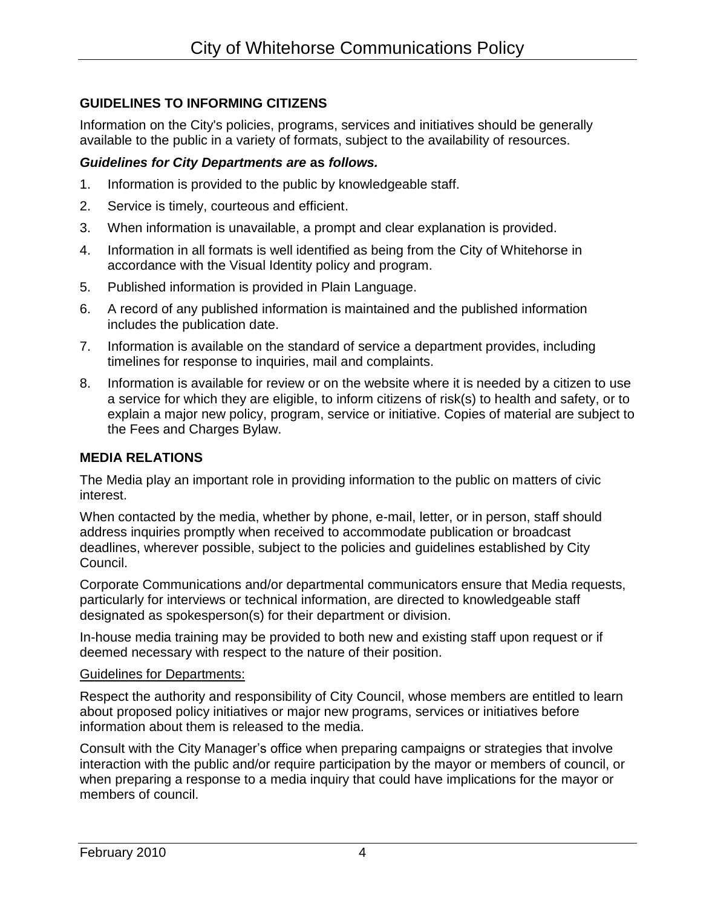## GUIDELINES TO INFORMING CITIZENS

Information on the City's policies, programs, services and initiatives should be generally available to the public in a variety of formats, subject to the availability of resources.

***Guidelines for City Departments are* as *follows.***

1. Information is provided to the public by knowledgeable staff.
2. Service is timely, courteous and efficient.
3. When information is unavailable, a prompt and clear explanation is provided.
4. Information in all formats is well identified as being from the City of Whitehorse in accordance with the Visual Identity policy and program.
5. Published information is provided in Plain Language.
6. A record of any published information is maintained and the published information includes the publication date.
7. Information is available on the standard of service a department provides, including timelines for response to inquiries, mail and complaints.
8. Information is available for review or on the website where it is needed by a citizen to use a service for which they are eligible, to inform citizens of risk(s) to health and safety, or to explain a major new policy, program, service or initiative. Copies of material are subject to the Fees and Charges Bylaw.

## MEDIA RELATIONS

The Media play an important role in providing information to the public on matters of civic interest.

When contacted by the media, whether by phone, e-mail, letter, or in person, staff should address inquiries promptly when received to accommodate publication or broadcast deadlines, wherever possible, subject to the policies and guidelines established by City Council.

Corporate Communications and/or departmental communicators ensure that Media requests, particularly for interviews or technical information, are directed to knowledgeable staff designated as spokesperson(s) for their department or division.

In-house media training may be provided to both new and existing staff upon request or if deemed necessary with respect to the nature of their position.

Guidelines for Departments:

Respect the authority and responsibility of City Council, whose members are entitled to learn about proposed policy initiatives or major new programs, services or initiatives before information about them is released to the media.

Consult with the City Manager's office when preparing campaigns or strategies that involve interaction with the public and/or require participation by the mayor or members of council, or when preparing a response to a media inquiry that could have implications for the mayor or members of council.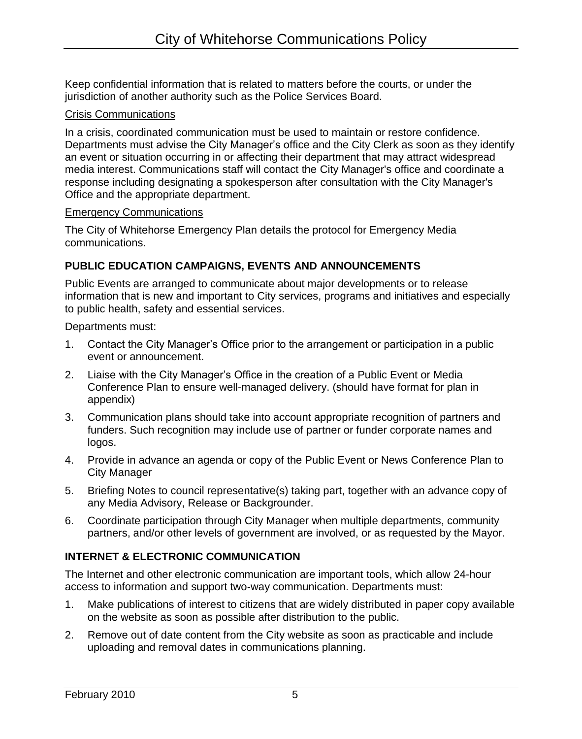Keep confidential information that is related to matters before the courts, or under the jurisdiction of another authority such as the Police Services Board.

Crisis Communications

In a crisis, coordinated communication must be used to maintain or restore confidence. Departments must advise the City Manager's office and the City Clerk as soon as they identify an event or situation occurring in or affecting their department that may attract widespread media interest. Communications staff will contact the City Manager's office and coordinate a response including designating a spokesperson after consultation with the City Manager's Office and the appropriate department.

Emergency Communications

The City of Whitehorse Emergency Plan details the protocol for Emergency Media communications.

## PUBLIC EDUCATION CAMPAIGNS, EVENTS AND ANNOUNCEMENTS

Public Events are arranged to communicate about major developments or to release information that is new and important to City services, programs and initiatives and especially to public health, safety and essential services.

Departments must:

1. Contact the City Manager's Office prior to the arrangement or participation in a public event or announcement.
2. Liaise with the City Manager's Office in the creation of a Public Event or Media Conference Plan to ensure well-managed delivery. (should have format for plan in appendix)
3. Communication plans should take into account appropriate recognition of partners and funders. Such recognition may include use of partner or funder corporate names and logos.
4. Provide in advance an agenda or copy of the Public Event or News Conference Plan to City Manager
5. Briefing Notes to council representative(s) taking part, together with an advance copy of any Media Advisory, Release or Backgrounder.
6. Coordinate participation through City Manager when multiple departments, community partners, and/or other levels of government are involved, or as requested by the Mayor.

## INTERNET & ELECTRONIC COMMUNICATION

The Internet and other electronic communication are important tools, which allow 24-hour access to information and support two-way communication. Departments must:

1. Make publications of interest to citizens that are widely distributed in paper copy available on the website as soon as possible after distribution to the public.
2. Remove out of date content from the City website as soon as practicable and include uploading and removal dates in communications planning.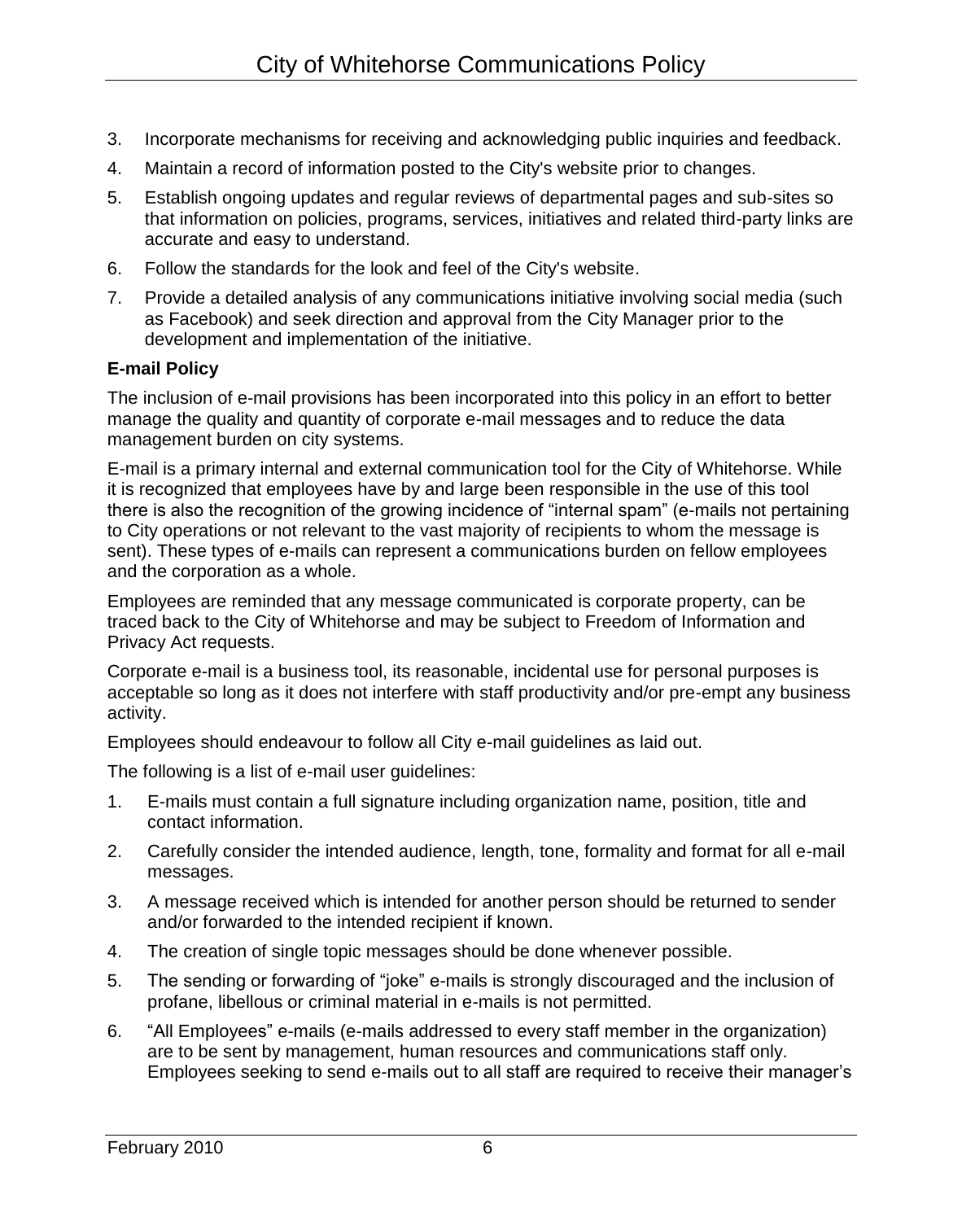3. Incorporate mechanisms for receiving and acknowledging public inquiries and feedback.
4. Maintain a record of information posted to the City's website prior to changes.
5. Establish ongoing updates and regular reviews of departmental pages and sub-sites so that information on policies, programs, services, initiatives and related third-party links are accurate and easy to understand.
6. Follow the standards for the look and feel of the City's website.
7. Provide a detailed analysis of any communications initiative involving social media (such as Facebook) and seek direction and approval from the City Manager prior to the development and implementation of the initiative.

**E-mail Policy**

The inclusion of e-mail provisions has been incorporated into this policy in an effort to better manage the quality and quantity of corporate e-mail messages and to reduce the data management burden on city systems.

E-mail is a primary internal and external communication tool for the City of Whitehorse. While it is recognized that employees have by and large been responsible in the use of this tool there is also the recognition of the growing incidence of "internal spam" (e-mails not pertaining to City operations or not relevant to the vast majority of recipients to whom the message is sent). These types of e-mails can represent a communications burden on fellow employees and the corporation as a whole.

Employees are reminded that any message communicated is corporate property, can be traced back to the City of Whitehorse and may be subject to Freedom of Information and Privacy Act requests.

Corporate e-mail is a business tool, its reasonable, incidental use for personal purposes is acceptable so long as it does not interfere with staff productivity and/or pre-empt any business activity.

Employees should endeavour to follow all City e-mail guidelines as laid out.

The following is a list of e-mail user guidelines:

1. E-mails must contain a full signature including organization name, position, title and contact information.
2. Carefully consider the intended audience, length, tone, formality and format for all e-mail messages.
3. A message received which is intended for another person should be returned to sender and/or forwarded to the intended recipient if known.
4. The creation of single topic messages should be done whenever possible.
5. The sending or forwarding of "joke" e-mails is strongly discouraged and the inclusion of profane, libellous or criminal material in e-mails is not permitted.
6. "All Employees" e-mails (e-mails addressed to every staff member in the organization) are to be sent by management, human resources and communications staff only. Employees seeking to send e-mails out to all staff are required to receive their manager's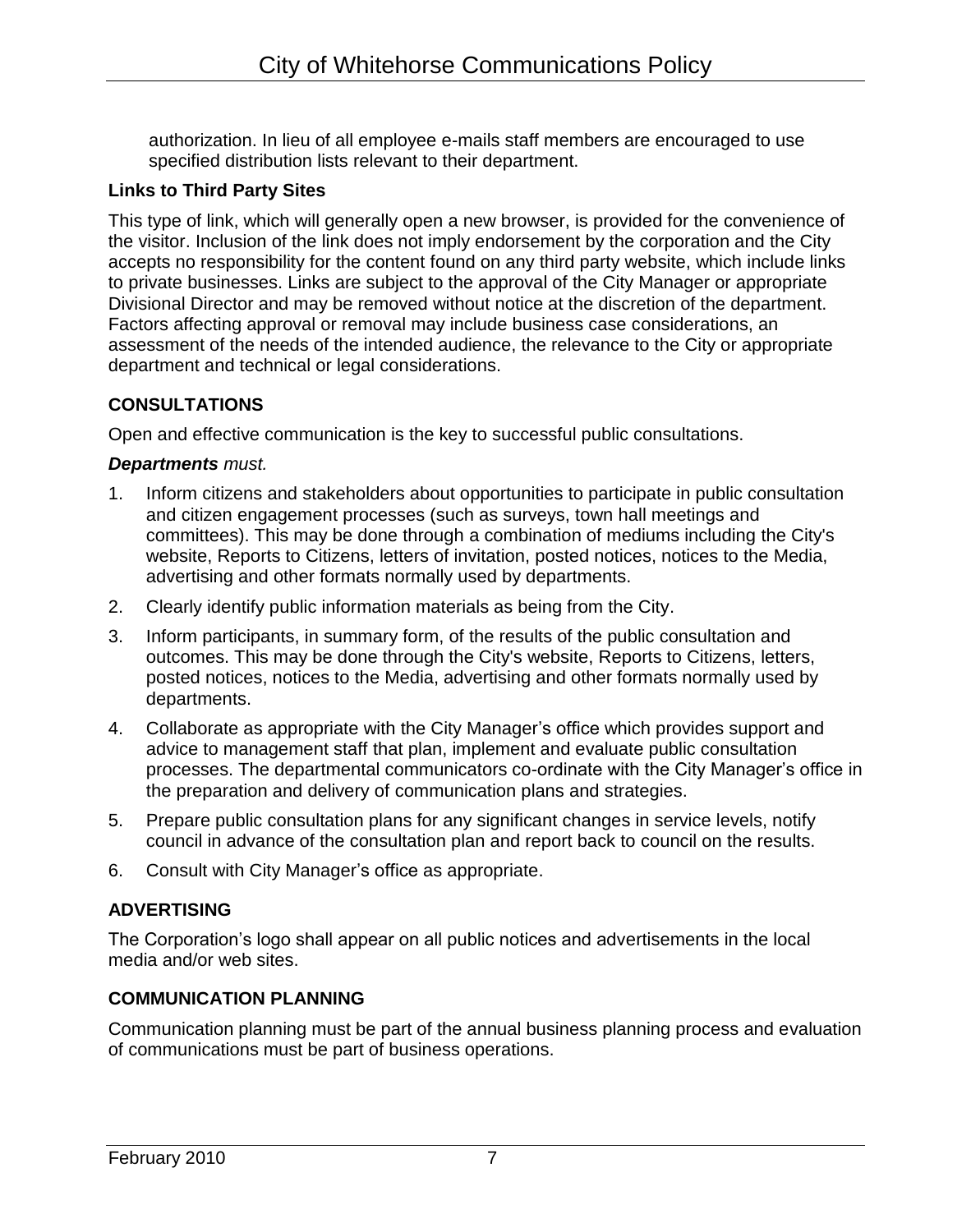authorization. In lieu of all employee e-mails staff members are encouraged to use specified distribution lists relevant to their department.

**Links to Third Party Sites**

This type of link, which will generally open a new browser, is provided for the convenience of the visitor. Inclusion of the link does not imply endorsement by the corporation and the City accepts no responsibility for the content found on any third party website, which include links to private businesses. Links are subject to the approval of the City Manager or appropriate Divisional Director and may be removed without notice at the discretion of the department. Factors affecting approval or removal may include business case considerations, an assessment of the needs of the intended audience, the relevance to the City or appropriate department and technical or legal considerations.

## CONSULTATIONS

Open and effective communication is the key to successful public consultations.

***Departments*** *must.*

1. Inform citizens and stakeholders about opportunities to participate in public consultation and citizen engagement processes (such as surveys, town hall meetings and committees). This may be done through a combination of mediums including the City's website, Reports to Citizens, letters of invitation, posted notices, notices to the Media, advertising and other formats normally used by departments.
2. Clearly identify public information materials as being from the City.
3. Inform participants, in summary form, of the results of the public consultation and outcomes. This may be done through the City's website, Reports to Citizens, letters, posted notices, notices to the Media, advertising and other formats normally used by departments.
4. Collaborate as appropriate with the City Manager's office which provides support and advice to management staff that plan, implement and evaluate public consultation processes. The departmental communicators co-ordinate with the City Manager's office in the preparation and delivery of communication plans and strategies.
5. Prepare public consultation plans for any significant changes in service levels, notify council in advance of the consultation plan and report back to council on the results.
6. Consult with City Manager's office as appropriate.

## ADVERTISING

The Corporation's logo shall appear on all public notices and advertisements in the local media and/or web sites.

## COMMUNICATION PLANNING

Communication planning must be part of the annual business planning process and evaluation of communications must be part of business operations.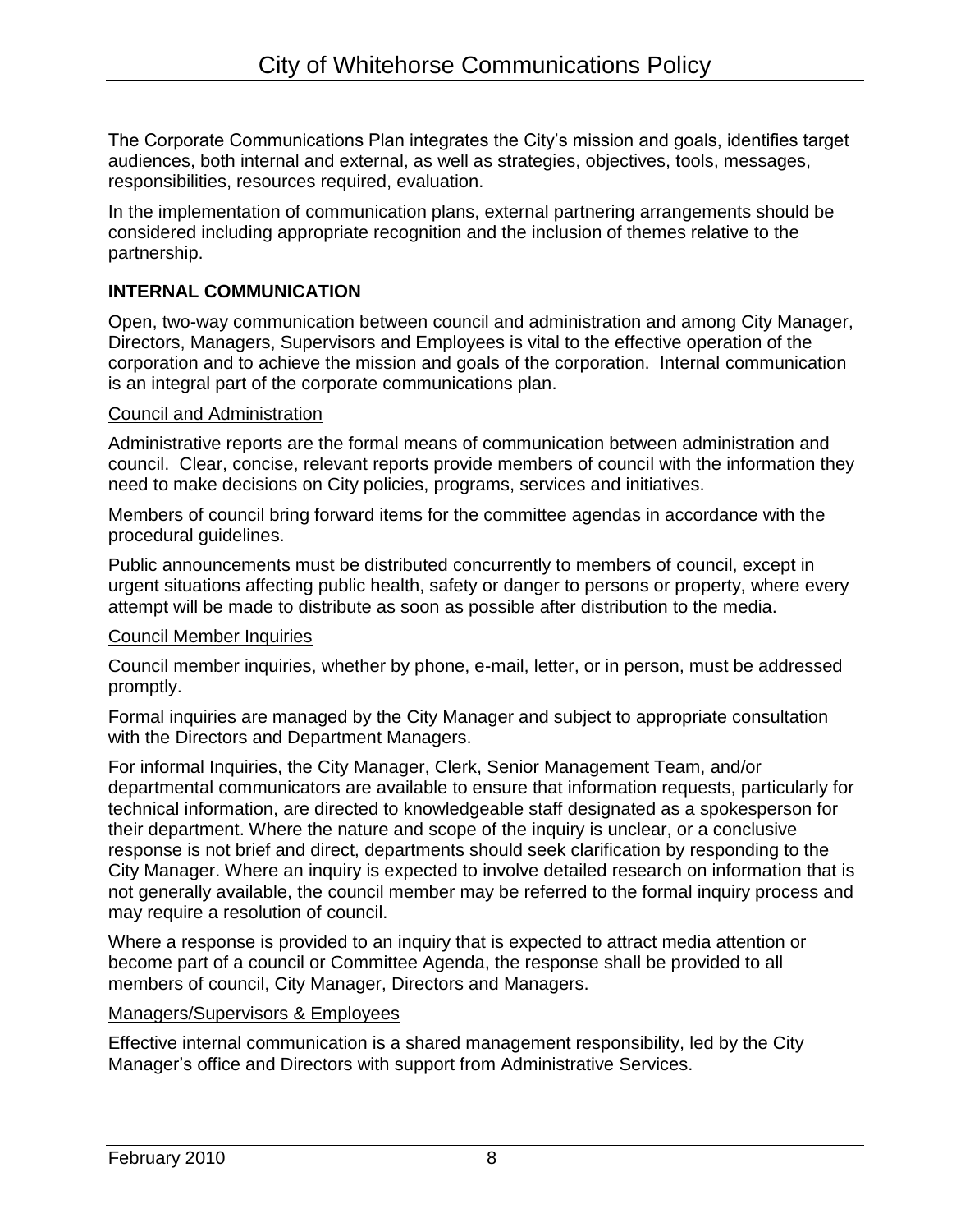The Corporate Communications Plan integrates the City's mission and goals, identifies target audiences, both internal and external, as well as strategies, objectives, tools, messages, responsibilities, resources required, evaluation.

In the implementation of communication plans, external partnering arrangements should be considered including appropriate recognition and the inclusion of themes relative to the partnership.

## INTERNAL COMMUNICATION

Open, two-way communication between council and administration and among City Manager, Directors, Managers, Supervisors and Employees is vital to the effective operation of the corporation and to achieve the mission and goals of the corporation. Internal communication is an integral part of the corporate communications plan.

### Council and Administration

Administrative reports are the formal means of communication between administration and council. Clear, concise, relevant reports provide members of council with the information they need to make decisions on City policies, programs, services and initiatives.

Members of council bring forward items for the committee agendas in accordance with the procedural guidelines.

Public announcements must be distributed concurrently to members of council, except in urgent situations affecting public health, safety or danger to persons or property, where every attempt will be made to distribute as soon as possible after distribution to the media.

### Council Member Inquiries

Council member inquiries, whether by phone, e-mail, letter, or in person, must be addressed promptly.

Formal inquiries are managed by the City Manager and subject to appropriate consultation with the Directors and Department Managers.

For informal Inquiries, the City Manager, Clerk, Senior Management Team, and/or departmental communicators are available to ensure that information requests, particularly for technical information, are directed to knowledgeable staff designated as a spokesperson for their department. Where the nature and scope of the inquiry is unclear, or a conclusive response is not brief and direct, departments should seek clarification by responding to the City Manager. Where an inquiry is expected to involve detailed research on information that is not generally available, the council member may be referred to the formal inquiry process and may require a resolution of council.

Where a response is provided to an inquiry that is expected to attract media attention or become part of a council or Committee Agenda, the response shall be provided to all members of council, City Manager, Directors and Managers.

### Managers/Supervisors & Employees

Effective internal communication is a shared management responsibility, led by the City Manager's office and Directors with support from Administrative Services.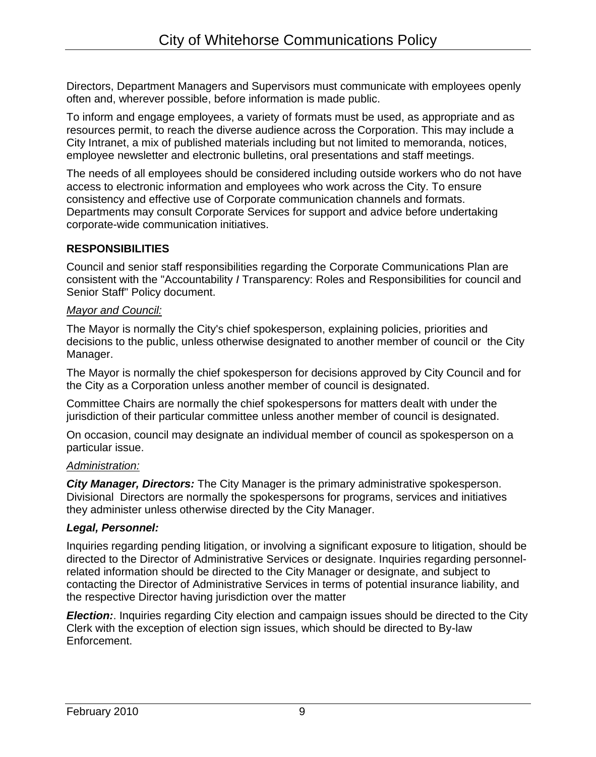Directors, Department Managers and Supervisors must communicate with employees openly often and, wherever possible, before information is made public.

To inform and engage employees, a variety of formats must be used, as appropriate and as resources permit, to reach the diverse audience across the Corporation. This may include a City Intranet, a mix of published materials including but not limited to memoranda, notices, employee newsletter and electronic bulletins, oral presentations and staff meetings.

The needs of all employees should be considered including outside workers who do not have access to electronic information and employees who work across the City. To ensure consistency and effective use of Corporate communication channels and formats. Departments may consult Corporate Services for support and advice before undertaking corporate-wide communication initiatives.

## RESPONSIBILITIES

Council and senior staff responsibilities regarding the Corporate Communications Plan are consistent with the "Accountability / Transparency: Roles and Responsibilities for council and Senior Staff" Policy document.

*Mayor and Council:*

The Mayor is normally the City's chief spokesperson, explaining policies, priorities and decisions to the public, unless otherwise designated to another member of council or the City Manager.

The Mayor is normally the chief spokesperson for decisions approved by City Council and for the City as a Corporation unless another member of council is designated.

Committee Chairs are normally the chief spokespersons for matters dealt with under the jurisdiction of their particular committee unless another member of council is designated.

On occasion, council may designate an individual member of council as spokesperson on a particular issue.

*Administration:*

***City Manager, Directors:*** The City Manager is the primary administrative spokesperson. Divisional Directors are normally the spokespersons for programs, services and initiatives they administer unless otherwise directed by the City Manager.

***Legal, Personnel:***

Inquiries regarding pending litigation, or involving a significant exposure to litigation, should be directed to the Director of Administrative Services or designate. Inquiries regarding personnel-related information should be directed to the City Manager or designate, and subject to contacting the Director of Administrative Services in terms of potential insurance liability, and the respective Director having jurisdiction over the matter

***Election:***. Inquiries regarding City election and campaign issues should be directed to the City Clerk with the exception of election sign issues, which should be directed to By-law Enforcement.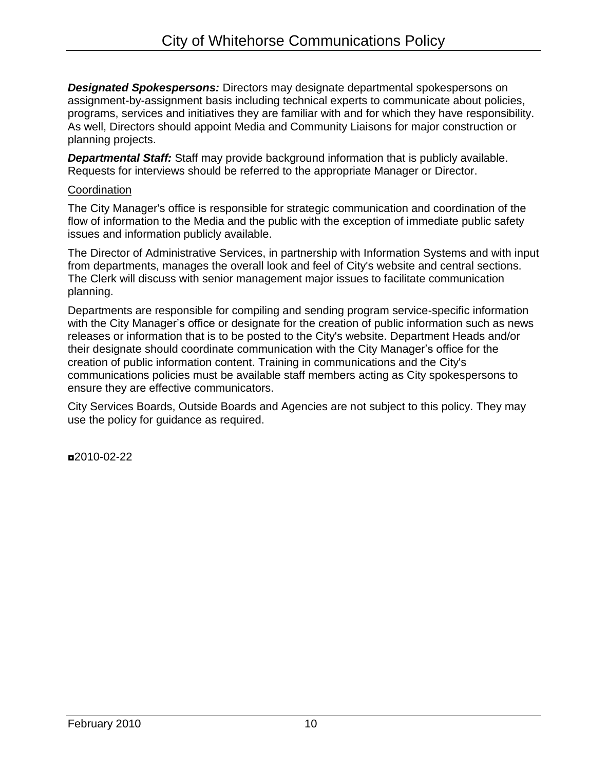***Designated Spokespersons:*** Directors may designate departmental spokespersons on assignment-by-assignment basis including technical experts to communicate about policies, programs, services and initiatives they are familiar with and for which they have responsibility. As well, Directors should appoint Media and Community Liaisons for major construction or planning projects.

***Departmental Staff:*** Staff may provide background information that is publicly available. Requests for interviews should be referred to the appropriate Manager or Director.

<u>Coordination</u>

The City Manager's office is responsible for strategic communication and coordination of the flow of information to the Media and the public with the exception of immediate public safety issues and information publicly available.

The Director of Administrative Services, in partnership with Information Systems and with input from departments, manages the overall look and feel of City's website and central sections. The Clerk will discuss with senior management major issues to facilitate communication planning.

Departments are responsible for compiling and sending program service-specific information with the City Manager's office or designate for the creation of public information such as news releases or information that is to be posted to the City's website. Department Heads and/or their designate should coordinate communication with the City Manager's office for the creation of public information content. Training in communications and the City's communications policies must be available staff members acting as City spokespersons to ensure they are effective communicators.

City Services Boards, Outside Boards and Agencies are not subject to this policy. They may use the policy for guidance as required.

◘2010-02-22